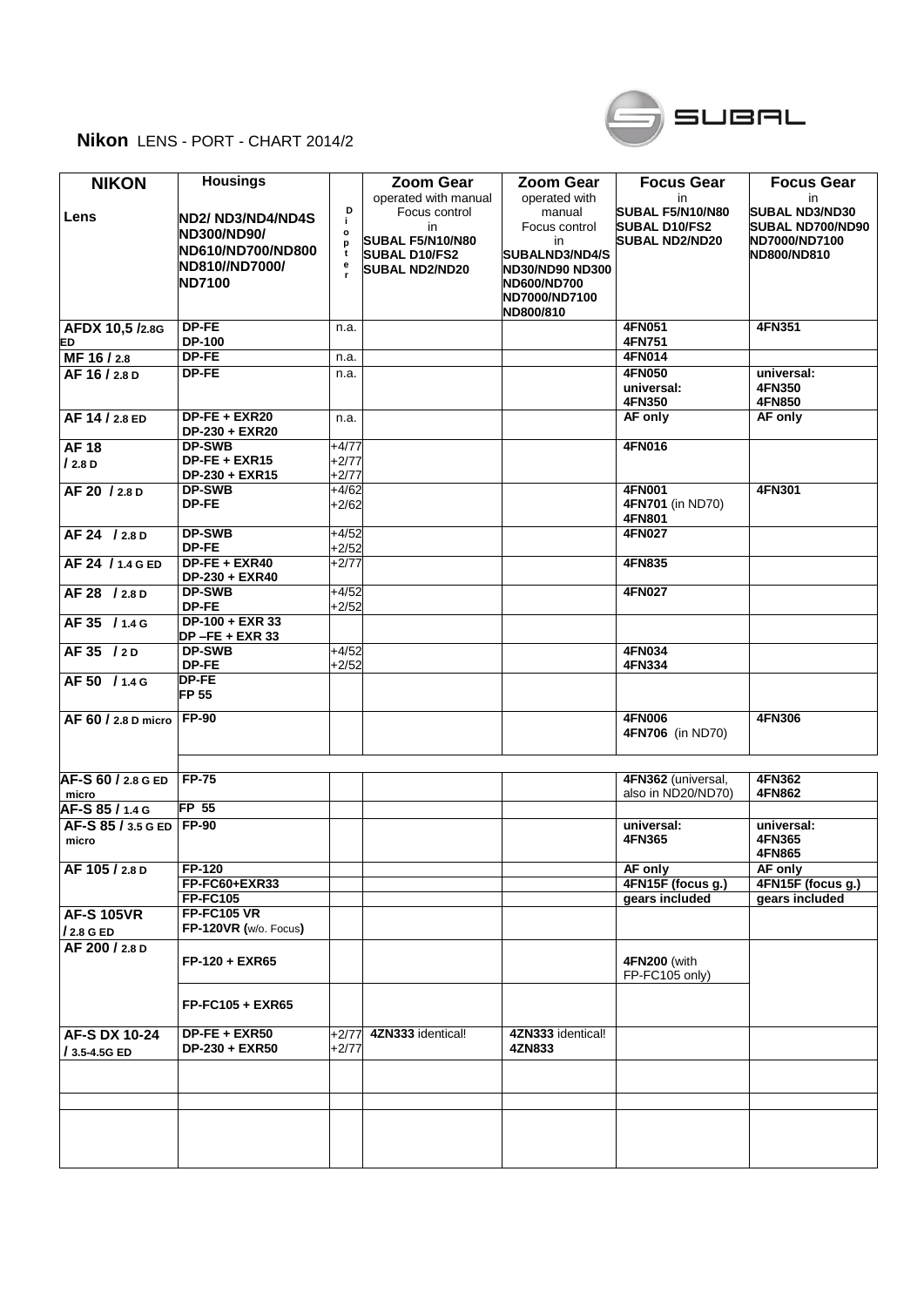**Nikon** LENS - PORT - CHART 2014/2

SUBAL

| NIKON Lens | Housings ND2/ ND3/ND4/ND4S ND300/ND90/ ND610/ND700/ND800 ND810//ND7000/ ND7100 | Diopter | Zoom Gear operated with manual Focus control in SUBAL F5/N10/N80 SUBAL D10/FS2 SUBAL ND2/ND20 | Zoom Gear operated with manual Focus control in SUBALND3/ND4/S ND30/ND90 ND300 ND600/ND700 ND7000/ND7100 ND800/810 | Focus Gear in SUBAL F5/N10/N80 SUBAL D10/FS2 SUBAL ND2/ND20 | Focus Gear in SUBAL ND3/ND30 SUBAL ND700/ND90 ND7000/ND7100 ND800/ND810 |
|---|---|---|---|---|---|---|
| AFDX 10,5 /2.8G ED | DP-FE<br>DP-100 | n.a. | | | 4FN051<br>4FN751 | 4FN351 |
| MF 16 / 2.8 | DP-FE | n.a. | | | 4FN014 | |
| AF 16 / 2.8 D | DP-FE | n.a. | | | 4FN050<br>universal:<br>4FN350 | universal:<br>4FN350<br>4FN850 |
| AF 14 / 2.8 ED | DP-FE + EXR20<br>DP-230 + EXR20 | n.a. | | | AF only | AF only |
| AF 18 / 2.8 D | DP-SWB<br>DP-FE + EXR15<br>DP-230 + EXR15 | +4/77<br>+2/77<br>+2/77 | | | 4FN016 | |
| AF 20 / 2.8 D | DP-SWB<br>DP-FE | +4/62<br>+2/62 | | | 4FN001<br>4FN701 (in ND70)<br>4FN801 | 4FN301 |
| AF 24 / 2.8 D | DP-SWB<br>DP-FE | +4/52<br>+2/52 | | | 4FN027 | |
| AF 24 / 1.4 G ED | DP-FE + EXR40<br>DP-230 + EXR40 | +2/77 | | | 4FN835 | |
| AF 28 / 2.8 D | DP-SWB<br>DP-FE | +4/52<br>+2/52 | | | 4FN027 | |
| AF 35 / 1.4 G | DP-100 + EXR 33<br>DP –FE + EXR 33 | | | | | |
| AF 35 / 2 D | DP-SWB<br>DP-FE | +4/52<br>+2/52 | | | 4FN034<br>4FN334 | |
| AF 50 / 1.4 G | DP-FE<br>FP 55 | | | | | |
| AF 60 / 2.8 D micro | FP-90 | | | | 4FN006<br>4FN706 (in ND70) | 4FN306 |
| AF-S 60 / 2.8 G ED micro | FP-75 | | | | 4FN362 (universal, also in ND20/ND70) | 4FN362<br>4FN862 |
| AF-S 85 / 1.4 G | FP 55 | | | | | |
| AF-S 85 / 3.5 G ED micro | FP-90 | | | | universal:<br>4FN365 | universal:<br>4FN365<br>4FN865 |
| AF 105 / 2.8 D | FP-120<br>FP-FC60+EXR33<br>FP-FC105 | | | | AF only<br>4FN15F (focus g.)<br>gears included | AF only<br>4FN15F (focus g.)<br>gears included |
| AF-S 105VR / 2.8 G ED | FP-FC105 VR<br>FP-120VR (w/o. Focus) | | | | | |
| AF 200 / 2.8 D | FP-120 + EXR65<br>FP-FC105 + EXR65 | | | | 4FN200 (with FP-FC105 only) | |
| AF-S DX 10-24 / 3.5-4.5G ED | DP-FE + EXR50<br>DP-230 + EXR50 | +2/77<br>+2/77 | 4ZN333 identical! | 4ZN333 identical!<br>4ZN833 | | |
| | | | | | | |
| | | | | | | |
| | | | | | | |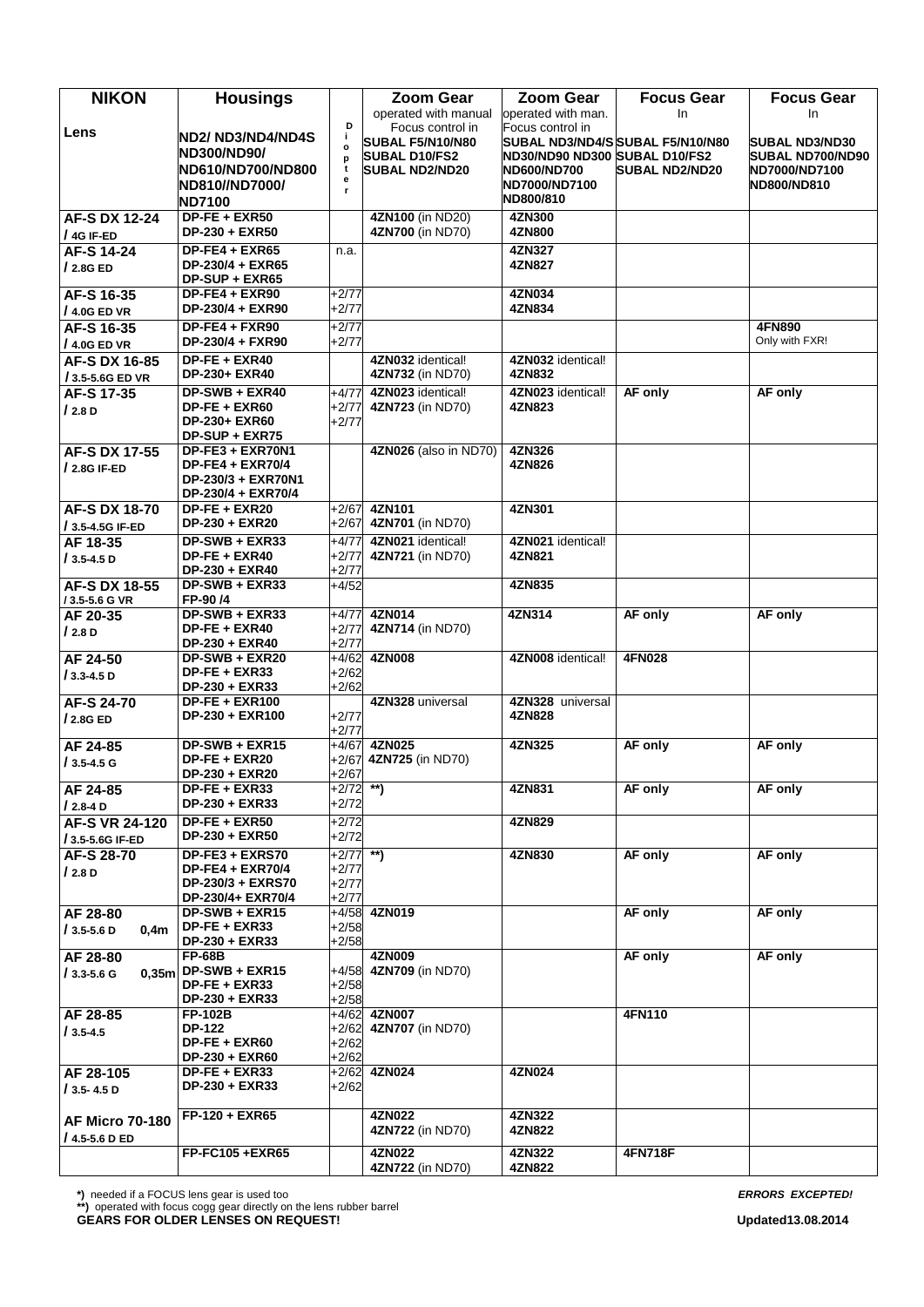| NIKON Lens | Housings ND2/ ND3/ND4/ND4S ND300/ND90/ ND610/ND700/ND800 ND810//ND7000/ ND7100 | Diopter | Zoom Gear operated with manual Focus control in SUBAL F5/N10/N80 SUBAL D10/FS2 SUBAL ND2/ND20 | Zoom Gear operated with man. Focus control in SUBAL ND3/ND4/S ND30/ND90 ND300 ND600/ND700 ND7000/ND7100 ND800/810 | Focus Gear In SUBAL F5/N10/N80 SUBAL D10/FS2 SUBAL ND2/ND20 | Focus Gear In SUBAL ND3/ND30 SUBAL ND700/ND90 ND7000/ND7100 ND800/ND810 |
|---|---|---|---|---|---|---|
| **AF-S DX 12-24 / 4G IF-ED** | **DP-FE + EXR50** **DP-230 + EXR50** | | **4ZN100** (in ND20) **4ZN700** (in ND70) | **4ZN300** **4ZN800** | | |
| **AF-S 14-24 / 2.8G ED** | **DP-FE4 + EXR65** **DP-230/4 + EXR65** **DP-SUP + EXR65** | n.a. | | **4ZN327** **4ZN827** | | |
| **AF-S 16-35 / 4.0G ED VR** | **DP-FE4 + EXR90** **DP-230/4 + EXR90** | +2/77 +2/77 | | **4ZN034** **4ZN834** | | |
| **AF-S 16-35 / 4.0G ED VR** | **DP-FE4 + FXR90** **DP-230/4 + FXR90** | +2/77 +2/77 | | | | **4FN890** Only with FXR! |
| **AF-S DX 16-85 / 3.5-5.6G ED VR** | **DP-FE + EXR40** **DP-230+ EXR40** | | **4ZN032** identical! **4ZN732** (in ND70) | **4ZN032** identical! **4ZN832** | | |
| **AF-S 17-35 / 2.8 D** | **DP-SWB + EXR40** **DP-FE + EXR60** **DP-230+ EXR60** **DP-SUP + EXR75** | +4/77 +2/77 +2/77 | **4ZN023** identical! **4ZN723** (in ND70) | **4ZN023** identical! **4ZN823** | **AF only** | **AF only** |
| **AF-S DX 17-55 / 2.8G IF-ED** | **DP-FE3 + EXR70N1** **DP-FE4 + EXR70/4** **DP-230/3 + EXR70N1** **DP-230/4 + EXR70/4** | | **4ZN026** (also in ND70) | **4ZN326** **4ZN826** | | |
| **AF-S DX 18-70 / 3.5-4.5G IF-ED** | **DP-FE + EXR20** **DP-230 + EXR20** | +2/67 +2/67 | **4ZN101** **4ZN701** (in ND70) | **4ZN301** | | |
| **AF 18-35 / 3.5-4.5 D** | **DP-SWB + EXR33** **DP-FE + EXR40** **DP-230 + EXR40** | +4/77 +2/77 +2/77 | **4ZN021** identical! **4ZN721** (in ND70) | **4ZN021** identical! **4ZN821** | | |
| **AF-S DX 18-55 / 3.5-5.6 G VR** | **DP-SWB + EXR33** **FP-90 /4** | +4/52 | | **4ZN835** | | |
| **AF 20-35 / 2.8 D** | **DP-SWB + EXR33** **DP-FE + EXR40** **DP-230 + EXR40** | +4/77 +2/77 +2/77 | **4ZN014** **4ZN714** (in ND70) | **4ZN314** | **AF only** | **AF only** |
| **AF 24-50 / 3.3-4.5 D** | **DP-SWB + EXR20** **DP-FE + EXR33** **DP-230 + EXR33** | +4/62 +2/62 +2/62 | **4ZN008** | **4ZN008** identical! | **4FN028** | |
| **AF-S 24-70 / 2.8G ED** | **DP-FE + EXR100** **DP-230 + EXR100** | +2/77 +2/77 | **4ZN328** universal | **4ZN328** universal **4ZN828** | | |
| **AF 24-85 / 3.5-4.5 G** | **DP-SWB + EXR15** **DP-FE + EXR20** **DP-230 + EXR20** | +4/67 +2/67 +2/67 | **4ZN025** **4ZN725** (in ND70) | **4ZN325** | **AF only** | **AF only** |
| **AF 24-85 / 2.8-4 D** | **DP-FE + EXR33** **DP-230 + EXR33** | +2/72 +2/72 | **\*\*)** | **4ZN831** | **AF only** | **AF only** |
| **AF-S VR 24-120 / 3.5-5.6G IF-ED** | **DP-FE + EXR50** **DP-230 + EXR50** | +2/72 +2/72 | | **4ZN829** | | |
| **AF-S 28-70 / 2.8 D** | **DP-FE3 + EXRS70** **DP-FE4 + EXR70/4** **DP-230/3 + EXRS70** **DP-230/4+ EXR70/4** | +2/77 +2/77 +2/77 +2/77 | **\*\*)** | **4ZN830** | **AF only** | **AF only** |
| **AF 28-80 / 3.5-5.6 D 0,4m** | **DP-SWB + EXR15** **DP-FE + EXR33** **DP-230 + EXR33** | +4/58 +2/58 +2/58 | **4ZN019** | | **AF only** | **AF only** |
| **AF 28-80 / 3.3-5.6 G 0,35m** | **FP-68B** **DP-SWB + EXR15** **DP-FE + EXR33** **DP-230 + EXR33** | +4/58 +2/58 +2/58 | **4ZN009** **4ZN709** (in ND70) | | **AF only** | **AF only** |
| **AF 28-85 / 3.5-4.5** | **FP-102B** **DP-122** **DP-FE + EXR60** **DP-230 + EXR60** | +4/62 +2/62 +2/62 +2/62 | **4ZN007** **4ZN707** (in ND70) | | **4FN110** | |
| **AF 28-105 / 3.5- 4.5 D** | **DP-FE + EXR33** **DP-230 + EXR33** | +2/62 +2/62 | **4ZN024** | **4ZN024** | | |
| **AF Micro 70-180 / 4.5-5.6 D ED** | **FP-120 + EXR65** | | **4ZN022** **4ZN722** (in ND70) | **4ZN322** **4ZN822** | | |
| | **FP-FC105 +EXR65** | | **4ZN022** **4ZN722** (in ND70) | **4ZN322** **4ZN822** | **4FN718F** | |

**\*)** needed if a FOCUS lens gear is used too
**\*\*)** operated with focus cogg gear directly on the lens rubber barrel
**GEARS FOR OLDER LENSES ON REQUEST!**

***ERRORS EXCEPTED!***

**Updated13.08.2014**